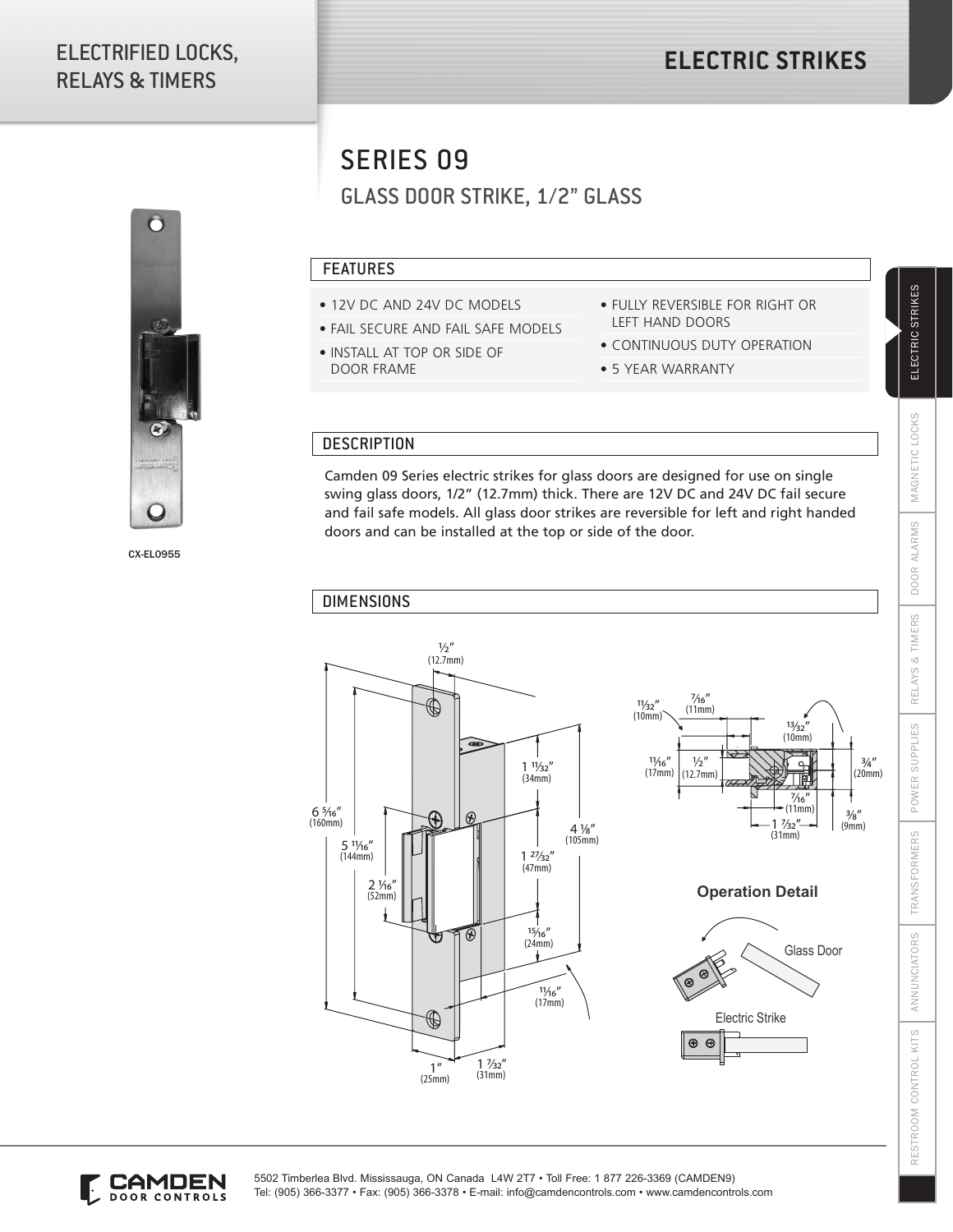# SERIES 09

## GLASS DOOR STRIKE, 1/2" GLASS

CX-EL0955

### FEATURES

- 12V DC AND 24V DC MODELS
- FAIL SECURE AND FAIL SAFE MODELS
- INSTALL AT TOP OR SIDE OF DOOR FRAME
- FULLY REVERSIBLE FOR RIGHT OR LEFT HAND DOORS
- CONTINUOUS DUTY OPERATION
- 5 YEAR WARRANTY

### DESCRIPTION

Camden 09 Series electric strikes for glass doors are designed for use on single swing glass doors, 1/2" (12.7mm) thick. There are 12V DC and 24V DC fail secure and fail safe models. All glass door strikes are reversible for left and right handed doors and can be installed at the top or side of the door.

### DIMENSIONS

Operation Detail

Glass Door

Electric Strike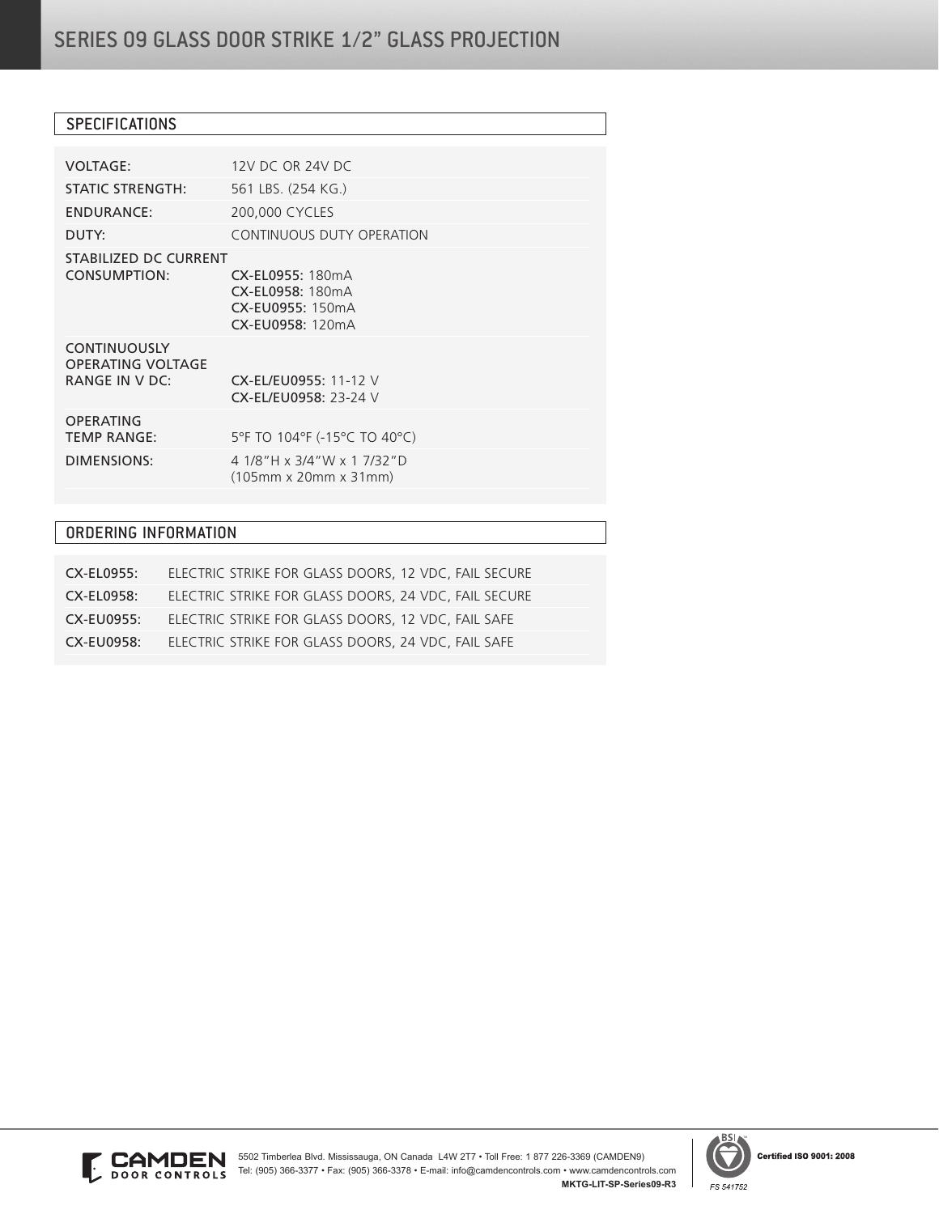# SERIES 09 GLASS DOOR STRIKE 1/2" GLASS PROJECTION

## SPECIFICATIONS

| | |
|---|---|
| VOLTAGE: | 12V DC OR 24V DC |
| STATIC STRENGTH: | 561 LBS. (254 KG.) |
| ENDURANCE: | 200,000 CYCLES |
| DUTY: | CONTINUOUS DUTY OPERATION |
| STABILIZED DC CURRENT CONSUMPTION: | CX-EL0955: 180mA<br>CX-EL0958: 180mA<br>CX-EU0955: 150mA<br>CX-EU0958: 120mA |
| CONTINUOUSLY OPERATING VOLTAGE RANGE IN V DC: | CX-EL/EU0955: 11-12 V<br>CX-EL/EU0958: 23-24 V |
| OPERATING TEMP RANGE: | 5°F TO 104°F (-15°C TO 40°C) |
| DIMENSIONS: | 4 1/8"H x 3/4"W x 1 7/32"D<br>(105mm x 20mm x 31mm) |

## ORDERING INFORMATION

| | |
|---|---|
| CX-EL0955: | ELECTRIC STRIKE FOR GLASS DOORS, 12 VDC, FAIL SECURE |
| CX-EL0958: | ELECTRIC STRIKE FOR GLASS DOORS, 24 VDC, FAIL SECURE |
| CX-EU0955: | ELECTRIC STRIKE FOR GLASS DOORS, 12 VDC, FAIL SAFE |
| CX-EU0958: | ELECTRIC STRIKE FOR GLASS DOORS, 24 VDC, FAIL SAFE |

CAMDEN DOOR CONTROLS

5502 Timberlea Blvd. Mississauga, ON Canada L4W 2T7 • Toll Free: 1 877 226-3369 (CAMDEN9)
Tel: (905) 366-3377 • Fax: (905) 366-3378 • E-mail: info@camdencontrols.com • www.camdencontrols.com
MKTG-LIT-SP-Series09-R3

BSI FS 541752

Certified ISO 9001: 2008